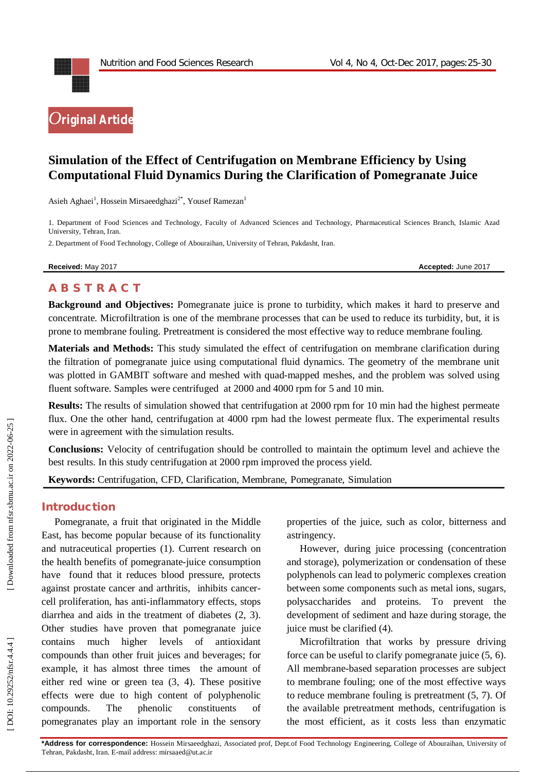Original Article

# Simulation of the Effect of Centrifugation on Membrane Efficiency by Using Computational Fluid Dynamics During the Clarification of Pomegranate Juice

Asieh Aghaei[1], Hossein Mirsaeedghazi[2*], Yousef Ramezan[1]

1. Department of Food Sciences and Technology, Faculty of Advanced Sciences and Technology, Pharmaceutical Sciences Branch, Islamic Azad University, Tehran, Iran.

2. Department of Food Technology, College of Abouraihan, University of Tehran, Pakdasht, Iran.

**Received:** May 2017 **Accepted:** June 2017

## ABSTRACT

**Background and Objectives:** Pomegranate juice is prone to turbidity, which makes it hard to preserve and concentrate. Microfiltration is one of the membrane processes that can be used to reduce its turbidity, but, it is prone to membrane fouling. Pretreatment is considered the most effective way to reduce membrane fouling.

**Materials and Methods:** This study simulated the effect of centrifugation on membrane clarification during the filtration of pomegranate juice using computational fluid dynamics. The geometry of the membrane unit was plotted in GAMBIT software and meshed with quad-mapped meshes, and the problem was solved using fluent software. Samples were centrifuged at 2000 and 4000 rpm for 5 and 10 min.

**Results:** The results of simulation showed that centrifugation at 2000 rpm for 10 min had the highest permeate flux. One the other hand, centrifugation at 4000 rpm had the lowest permeate flux. The experimental results were in agreement with the simulation results.

**Conclusions:** Velocity of centrifugation should be controlled to maintain the optimum level and achieve the best results. In this study centrifugation at 2000 rpm improved the process yield.

**Keywords:** Centrifugation, CFD, Clarification, Membrane, Pomegranate, Simulation

## Introduction

Pomegranate, a fruit that originated in the Middle East, has become popular because of its functionality and nutraceutical properties (1). Current research on the health benefits of pomegranate-juice consumption have found that it reduces blood pressure, protects against prostate cancer and arthritis, inhibits cancer-cell proliferation, has anti-inflammatory effects, stops diarrhea and aids in the treatment of diabetes (2, 3). Other studies have proven that pomegranate juice contains much higher levels of antioxidant compounds than other fruit juices and beverages; for example, it has almost three times the amount of either red wine or green tea (3, 4). These positive effects were due to high content of polyphenolic compounds. The phenolic constituents of pomegranates play an important role in the sensory properties of the juice, such as color, bitterness and astringency.

However, during juice processing (concentration and storage), polymerization or condensation of these polyphenols can lead to polymeric complexes creation between some components such as metal ions, sugars, polysaccharides and proteins. To prevent the development of sediment and haze during storage, the juice must be clarified (4).

Microfiltration that works by pressure driving force can be useful to clarify pomegranate juice (5, 6). All membrane-based separation processes are subject to membrane fouling; one of the most effective ways to reduce membrane fouling is pretreatment (5, 7). Of the available pretreatment methods, centrifugation is the most efficient, as it costs less than enzymatic

***Address for correspondence:** Hossein Mirsaeedghazi, Associated prof, Dept.of Food Technology Engineering, College of Abouraihan, University of Tehran, Pakdasht, Iran. E-mail address: mirsaaed@ut.ac.ir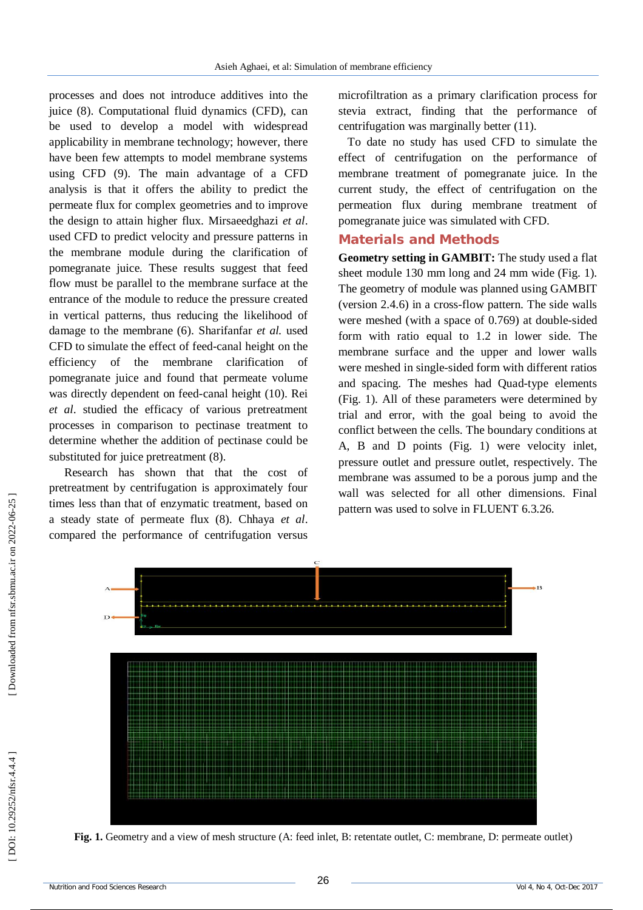processes and does not introduce additives into the juice (8). Computational fluid dynamics (CFD), can be used to develop a model with widespread applicability in membrane technology; however, there have been few attempts to model membrane systems using CFD (9). The main advantage of a CFD analysis is that it offers the ability to predict the permeate flux for complex geometries and to improve the design to attain higher flux. Mirsaeedghazi *et al*. used CFD to predict velocity and pressure patterns in the membrane module during the clarification of pomegranate juice. These results suggest that feed flow must be parallel to the membrane surface at the entrance of the module to reduce the pressure created in vertical patterns, thus reducing the likelihood of damage to the membrane (6). Sharifanfar *et al.* used CFD to simulate the effect of feed-canal height on the efficiency of the membrane clarification of pomegranate juice and found that permeate volume was directly dependent on feed-canal height (10). Rei *et al*. studied the efficacy of various pretreatment processes in comparison to pectinase treatment to determine whether the addition of pectinase could be substituted for juice pretreatment (8).

Research has shown that that the cost of pretreatment by centrifugation is approximately four times less than that of enzymatic treatment, based on a steady state of permeate flux (8). Chhaya *et al*. compared the performance of centrifugation versus microfiltration as a primary clarification process for stevia extract, finding that the performance of centrifugation was marginally better (11).

To date no study has used CFD to simulate the effect of centrifugation on the performance of membrane treatment of pomegranate juice. In the current study, the effect of centrifugation on the permeation flux during membrane treatment of pomegranate juice was simulated with CFD.

## Materials and Methods

**Geometry setting in GAMBIT:** The study used a flat sheet module 130 mm long and 24 mm wide (Fig. 1). The geometry of module was planned using GAMBIT (version 2.4.6) in a cross-flow pattern. The side walls were meshed (with a space of 0.769) at double-sided form with ratio equal to 1.2 in lower side. The membrane surface and the upper and lower walls were meshed in single-sided form with different ratios and spacing. The meshes had Quad-type elements (Fig. 1). All of these parameters were determined by trial and error, with the goal being to avoid the conflict between the cells. The boundary conditions at A, B and D points (Fig. 1) were velocity inlet, pressure outlet and pressure outlet, respectively. The membrane was assumed to be a porous jump and the wall was selected for all other dimensions. Final pattern was used to solve in FLUENT 6.3.26.

**Fig. 1.** Geometry and a view of mesh structure (A: feed inlet, B: retentate outlet, C: membrane, D: permeate outlet)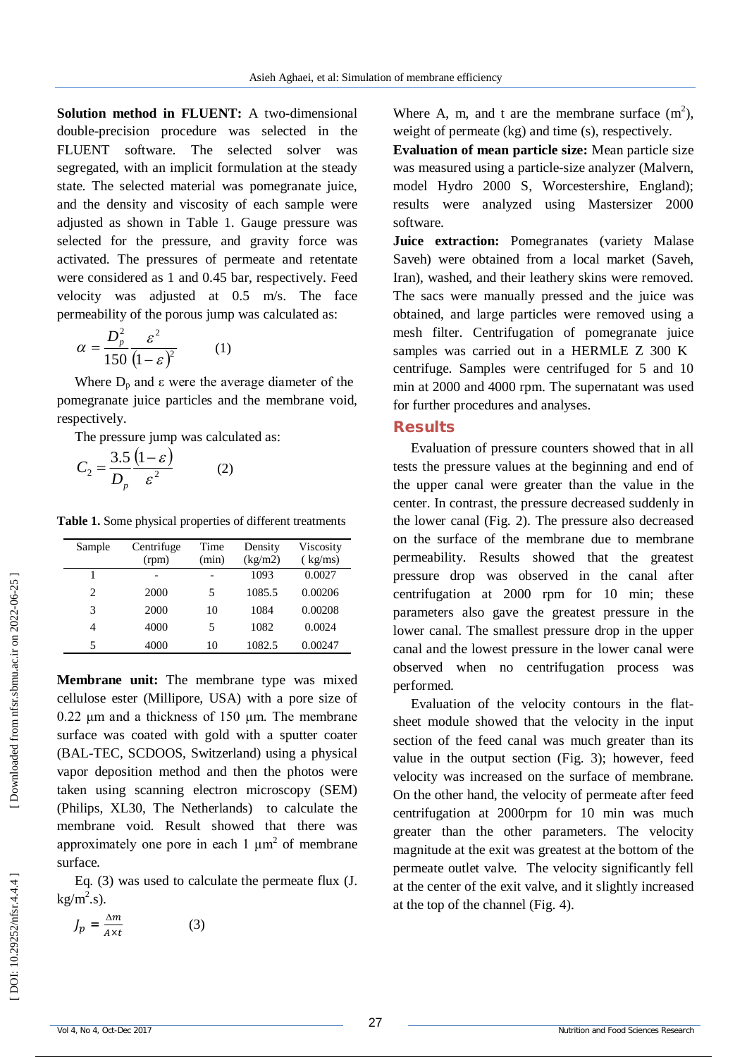**Solution method in FLUENT:** A two-dimensional double-precision procedure was selected in the FLUENT software. The selected solver was segregated, with an implicit formulation at the steady state. The selected material was pomegranate juice, and the density and viscosity of each sample were adjusted as shown in Table 1. Gauge pressure was selected for the pressure, and gravity force was activated. The pressures of permeate and retentate were considered as 1 and 0.45 bar, respectively. Feed velocity was adjusted at 0.5 m/s. The face permeability of the porous jump was calculated as:

$$\alpha = \frac{D_p^2}{150} \frac{\varepsilon^2}{(1-\varepsilon)^2} \qquad (1)$$

Where $D_p$ and ε were the average diameter of the pomegranate juice particles and the membrane void, respectively.

The pressure jump was calculated as:

$$C_2 = \frac{3.5}{D_p} \frac{(1-\varepsilon)}{\varepsilon^2} \qquad (2)$$

**Table 1.** Some physical properties of different treatments

| Sample | Centrifuge (rpm) | Time (min) | Density (kg/m2) | Viscosity ( kg/ms) |
|---|---|---|---|---|
| 1 | - | - | 1093 | 0.0027 |
| 2 | 2000 | 5 | 1085.5 | 0.00206 |
| 3 | 2000 | 10 | 1084 | 0.00208 |
| 4 | 4000 | 5 | 1082 | 0.0024 |
| 5 | 4000 | 10 | 1082.5 | 0.00247 |

**Membrane unit:** The membrane type was mixed cellulose ester (Millipore, USA) with a pore size of 0.22 µm and a thickness of 150 µm. The membrane surface was coated with gold with a sputter coater (BAL-TEC, SCDOOS, Switzerland) using a physical vapor deposition method and then the photos were taken using scanning electron microscopy (SEM) (Philips, XL30, The Netherlands) to calculate the membrane void. Result showed that there was approximately one pore in each 1 µm$^2$ of membrane surface.

Eq. (3) was used to calculate the permeate flux (J. kg/m$^2$.s).

$$J_p = \frac{\Delta m}{A \times t} \qquad (3)$$

Where A, m, and t are the membrane surface (m$^2$), weight of permeate (kg) and time (s), respectively.

**Evaluation of mean particle size:** Mean particle size was measured using a particle-size analyzer (Malvern, model Hydro 2000 S, Worcestershire, England); results were analyzed using Mastersizer 2000 software.

**Juice extraction:** Pomegranates (variety Malase Saveh) were obtained from a local market (Saveh, Iran), washed, and their leathery skins were removed. The sacs were manually pressed and the juice was obtained, and large particles were removed using a mesh filter. Centrifugation of pomegranate juice samples was carried out in a HERMLE Z 300 K centrifuge. Samples were centrifuged for 5 and 10 min at 2000 and 4000 rpm. The supernatant was used for further procedures and analyses.

## Results

Evaluation of pressure counters showed that in all tests the pressure values at the beginning and end of the upper canal were greater than the value in the center. In contrast, the pressure decreased suddenly in the lower canal (Fig. 2). The pressure also decreased on the surface of the membrane due to membrane permeability. Results showed that the greatest pressure drop was observed in the canal after centrifugation at 2000 rpm for 10 min; these parameters also gave the greatest pressure in the lower canal. The smallest pressure drop in the upper canal and the lowest pressure in the lower canal were observed when no centrifugation process was performed.

Evaluation of the velocity contours in the flat-sheet module showed that the velocity in the input section of the feed canal was much greater than its value in the output section (Fig. 3); however, feed velocity was increased on the surface of membrane. On the other hand, the velocity of permeate after feed centrifugation at 2000rpm for 10 min was much greater than the other parameters. The velocity magnitude at the exit was greatest at the bottom of the permeate outlet valve. The velocity significantly fell at the center of the exit valve, and it slightly increased at the top of the channel (Fig. 4).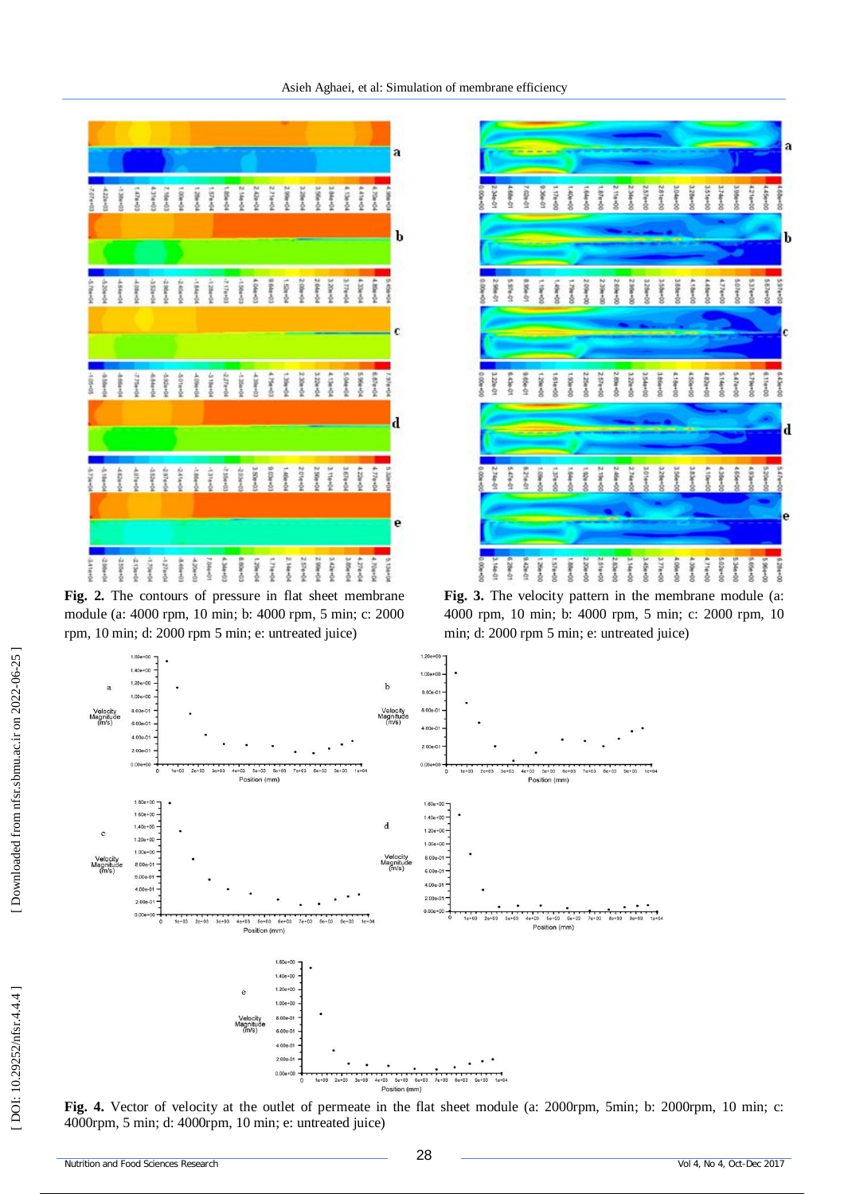**Fig. 2.** The contours of pressure in flat sheet membrane module (a: 4000 rpm, 10 min; b: 4000 rpm, 5 min; c: 2000 rpm, 10 min; d: 2000 rpm 5 min; e: untreated juice)

**Fig. 3.** The velocity pattern in the membrane module (a: 4000 rpm, 10 min; b: 4000 rpm, 5 min; c: 2000 rpm, 10 min; d: 2000 rpm 5 min; e: untreated juice)

**Fig. 4.** Vector of velocity at the outlet of permeate in the flat sheet module (a: 2000rpm, 5min; b: 2000rpm, 10 min; c: 4000rpm, 5 min; d: 4000rpm, 10 min; e: untreated juice)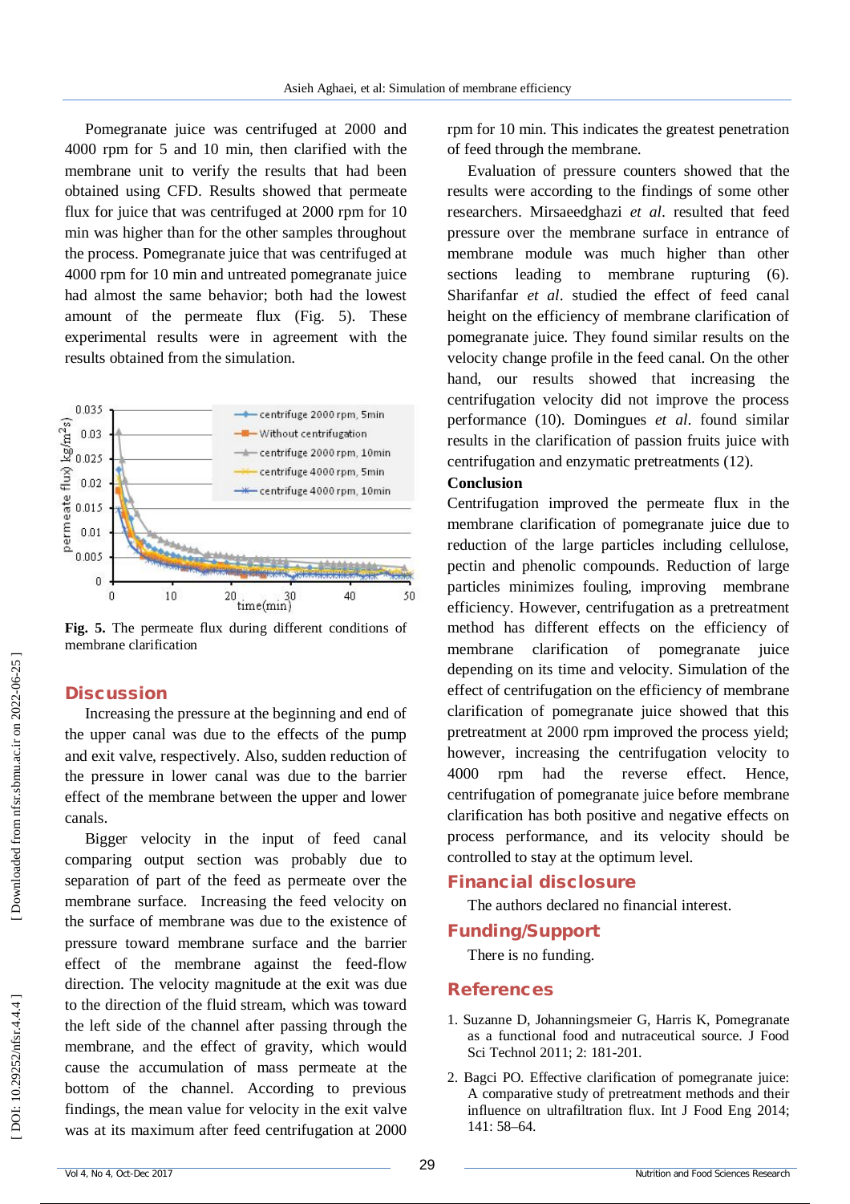Pomegranate juice was centrifuged at 2000 and 4000 rpm for 5 and 10 min, then clarified with the membrane unit to verify the results that had been obtained using CFD. Results showed that permeate flux for juice that was centrifuged at 2000 rpm for 10 min was higher than for the other samples throughout the process. Pomegranate juice that was centrifuged at 4000 rpm for 10 min and untreated pomegranate juice had almost the same behavior; both had the lowest amount of the permeate flux (Fig. 5). These experimental results were in agreement with the results obtained from the simulation.

**Fig. 5.** The permeate flux during different conditions of membrane clarification

## Discussion

Increasing the pressure at the beginning and end of the upper canal was due to the effects of the pump and exit valve, respectively. Also, sudden reduction of the pressure in lower canal was due to the barrier effect of the membrane between the upper and lower canals.

Bigger velocity in the input of feed canal comparing output section was probably due to separation of part of the feed as permeate over the membrane surface. Increasing the feed velocity on the surface of membrane was due to the existence of pressure toward membrane surface and the barrier effect of the membrane against the feed-flow direction. The velocity magnitude at the exit was due to the direction of the fluid stream, which was toward the left side of the channel after passing through the membrane, and the effect of gravity, which would cause the accumulation of mass permeate at the bottom of the channel. According to previous findings, the mean value for velocity in the exit valve was at its maximum after feed centrifugation at 2000 rpm for 10 min. This indicates the greatest penetration of feed through the membrane.

Evaluation of pressure counters showed that the results were according to the findings of some other researchers. Mirsaeedghazi *et al.* resulted that feed pressure over the membrane surface in entrance of membrane module was much higher than other sections leading to membrane rupturing (6). Sharifanfar *et al.* studied the effect of feed canal height on the efficiency of membrane clarification of pomegranate juice. They found similar results on the velocity change profile in the feed canal. On the other hand, our results showed that increasing the centrifugation velocity did not improve the process performance (10). Domingues *et al.* found similar results in the clarification of passion fruits juice with centrifugation and enzymatic pretreatments (12).

## Conclusion

Centrifugation improved the permeate flux in the membrane clarification of pomegranate juice due to reduction of the large particles including cellulose, pectin and phenolic compounds. Reduction of large particles minimizes fouling, improving membrane efficiency. However, centrifugation as a pretreatment method has different effects on the efficiency of membrane clarification of pomegranate juice depending on its time and velocity. Simulation of the effect of centrifugation on the efficiency of membrane clarification of pomegranate juice showed that this pretreatment at 2000 rpm improved the process yield; however, increasing the centrifugation velocity to 4000 rpm had the reverse effect. Hence, centrifugation of pomegranate juice before membrane clarification has both positive and negative effects on process performance, and its velocity should be controlled to stay at the optimum level.

## Financial disclosure

The authors declared no financial interest.

## Funding/Support

There is no funding.

## References

1. Suzanne D, Johanningsmeier G, Harris K, Pomegranate as a functional food and nutraceutical source. J Food Sci Technol 2011; 2: 181-201.
2. Bagci PO. Effective clarification of pomegranate juice: A comparative study of pretreatment methods and their influence on ultrafiltration flux. Int J Food Eng 2014; 141: 58–64.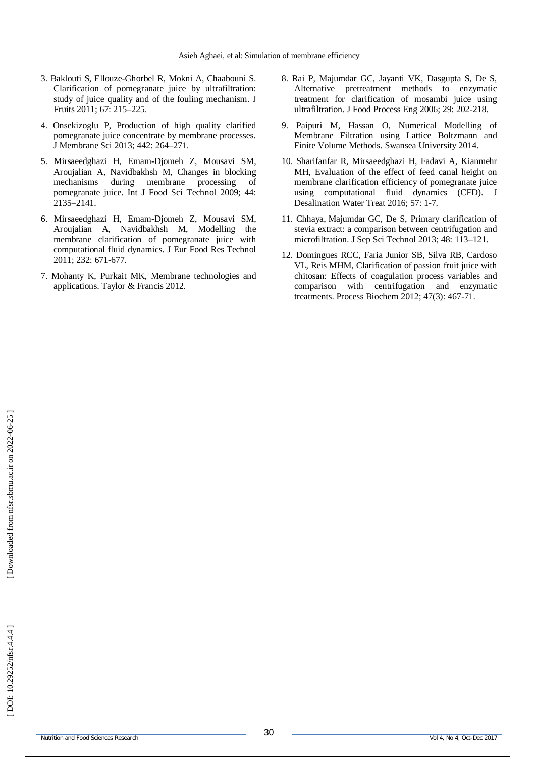3. Baklouti S, Ellouze-Ghorbel R, Mokni A, Chaabouni S. Clarification of pomegranate juice by ultrafiltration: study of juice quality and of the fouling mechanism. J Fruits 2011; 67: 215–225.

4. Onsekizoglu P, Production of high quality clarified pomegranate juice concentrate by membrane processes. J Membrane Sci 2013; 442: 264–271.

5. Mirsaeedghazi H, Emam-Djomeh Z, Mousavi SM, Aroujalian A, Navidbakhsh M, Changes in blocking mechanisms during membrane processing of pomegranate juice. Int J Food Sci Technol 2009; 44: 2135–2141.

6. Mirsaeedghazi H, Emam-Djomeh Z, Mousavi SM, Aroujalian A, Navidbakhsh M, Modelling the membrane clarification of pomegranate juice with computational fluid dynamics. J Eur Food Res Technol 2011; 232: 671-677.

7. Mohanty K, Purkait MK, Membrane technologies and applications. Taylor & Francis 2012.

8. Rai P, Majumdar GC, Jayanti VK, Dasgupta S, De S, Alternative pretreatment methods to enzymatic treatment for clarification of mosambi juice using ultrafiltration. J Food Process Eng 2006; 29: 202-218.

9. Paipuri M, Hassan O, Numerical Modelling of Membrane Filtration using Lattice Boltzmann and Finite Volume Methods. Swansea University 2014.

10. Sharifanfar R, Mirsaeedghazi H, Fadavi A, Kianmehr MH, Evaluation of the effect of feed canal height on membrane clarification efficiency of pomegranate juice using computational fluid dynamics (CFD). J Desalination Water Treat 2016; 57: 1-7.

11. Chhaya, Majumdar GC, De S, Primary clarification of stevia extract: a comparison between centrifugation and microfiltration. J Sep Sci Technol 2013; 48: 113–121.

12. Domingues RCC, Faria Junior SB, Silva RB, Cardoso VL, Reis MHM, Clarification of passion fruit juice with chitosan: Effects of coagulation process variables and comparison with centrifugation and enzymatic treatments. Process Biochem 2012; 47(3): 467-71.